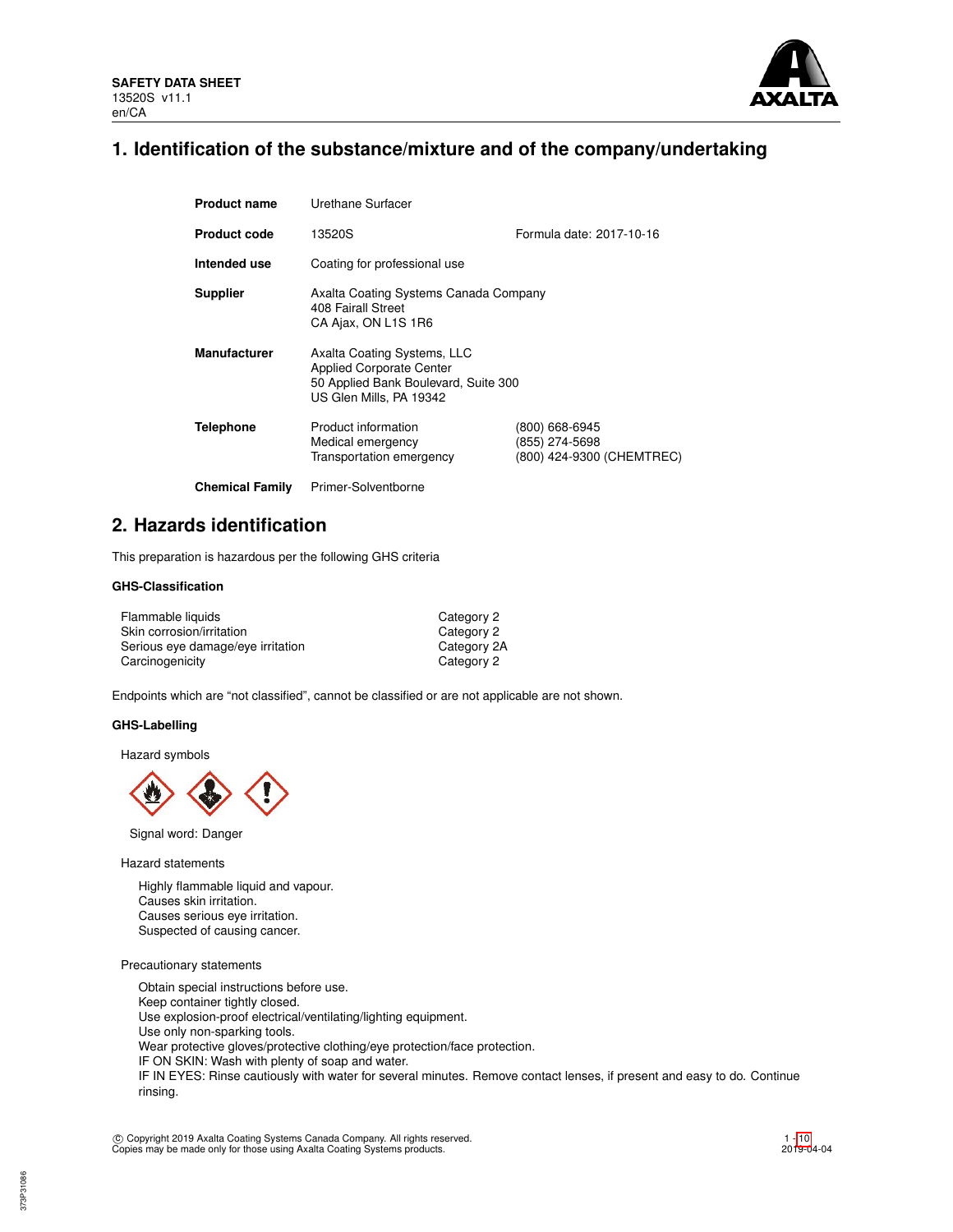**SAFETY DATA SHEET**
13520S v11.1
en/CA

# 1. Identification of the substance/mixture and of the company/undertaking

| | | |
|---|---|---|
| **Product name** | Urethane Surfacer | |
| **Product code** | 13520S | Formula date: 2017-10-16 |
| **Intended use** | Coating for professional use | |
| **Supplier** | Axalta Coating Systems Canada Company<br>408 Fairall Street<br>CA Ajax, ON L1S 1R6 | |
| **Manufacturer** | Axalta Coating Systems, LLC<br>Applied Corporate Center<br>50 Applied Bank Boulevard, Suite 300<br>US Glen Mills, PA 19342 | |
| **Telephone** | Product information<br>Medical emergency<br>Transportation emergency | (800) 668-6945<br>(855) 274-5698<br>(800) 424-9300 (CHEMTREC) |
| **Chemical Family** | Primer-Solventborne | |

# 2. Hazards identification

This preparation is hazardous per the following GHS criteria

### GHS-Classification

| | |
|---|---|
| Flammable liquids | Category 2 |
| Skin corrosion/irritation | Category 2 |
| Serious eye damage/eye irritation | Category 2A |
| Carcinogenicity | Category 2 |

Endpoints which are "not classified", cannot be classified or are not applicable are not shown.

### GHS-Labelling

Hazard symbols

Signal word: Danger

Hazard statements

Highly flammable liquid and vapour.
Causes skin irritation.
Causes serious eye irritation.
Suspected of causing cancer.

Precautionary statements

Obtain special instructions before use.
Keep container tightly closed.
Use explosion-proof electrical/ventilating/lighting equipment.
Use only non-sparking tools.
Wear protective gloves/protective clothing/eye protection/face protection.
IF ON SKIN: Wash with plenty of soap and water.
IF IN EYES: Rinse cautiously with water for several minutes. Remove contact lenses, if present and easy to do. Continue rinsing.

© Copyright 2019 Axalta Coating Systems Canada Company. All rights reserved.
Copies may be made only for those using Axalta Coating Systems products.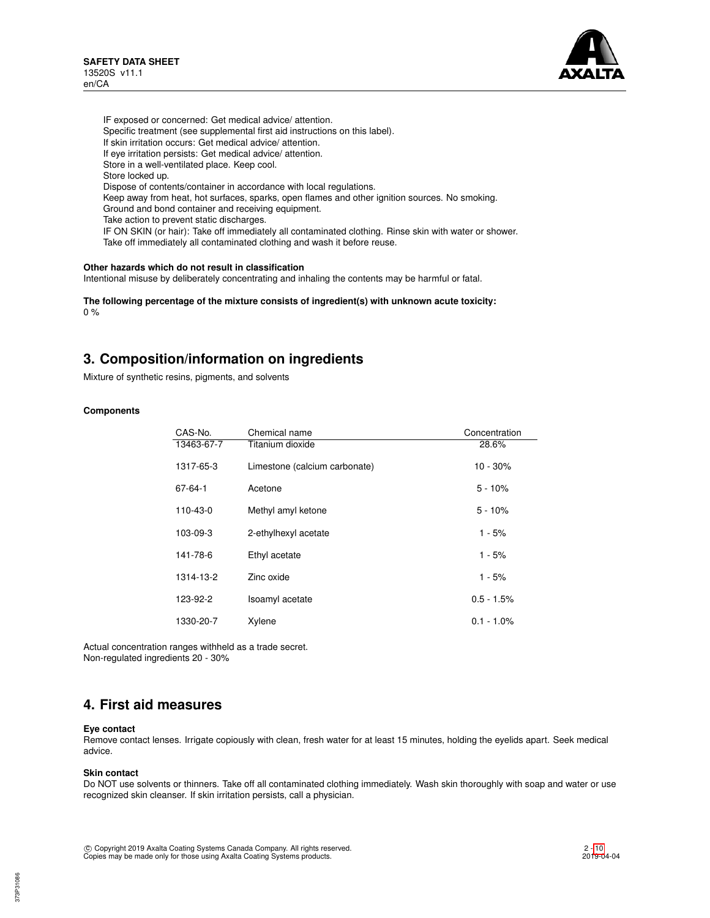IF exposed or concerned: Get medical advice/ attention.
Specific treatment (see supplemental first aid instructions on this label).
If skin irritation occurs: Get medical advice/ attention.
If eye irritation persists: Get medical advice/ attention.
Store in a well-ventilated place. Keep cool.
Store locked up.
Dispose of contents/container in accordance with local regulations.
Keep away from heat, hot surfaces, sparks, open flames and other ignition sources. No smoking.
Ground and bond container and receiving equipment.
Take action to prevent static discharges.
IF ON SKIN (or hair): Take off immediately all contaminated clothing. Rinse skin with water or shower.
Take off immediately all contaminated clothing and wash it before reuse.

**Other hazards which do not result in classification**

Intentional misuse by deliberately concentrating and inhaling the contents may be harmful or fatal.

**The following percentage of the mixture consists of ingredient(s) with unknown acute toxicity:**

0 %

## 3. Composition/information on ingredients

Mixture of synthetic resins, pigments, and solvents

**Components**

| CAS-No. | Chemical name | Concentration |
|---|---|---|
| 13463-67-7 | Titanium dioxide | 28.6% |
| 1317-65-3 | Limestone (calcium carbonate) | 10 - 30% |
| 67-64-1 | Acetone | 5 - 10% |
| 110-43-0 | Methyl amyl ketone | 5 - 10% |
| 103-09-3 | 2-ethylhexyl acetate | 1 - 5% |
| 141-78-6 | Ethyl acetate | 1 - 5% |
| 1314-13-2 | Zinc oxide | 1 - 5% |
| 123-92-2 | Isoamyl acetate | 0.5 - 1.5% |
| 1330-20-7 | Xylene | 0.1 - 1.0% |

Actual concentration ranges withheld as a trade secret.
Non-regulated ingredients 20 - 30%

## 4. First aid measures

**Eye contact**

Remove contact lenses. Irrigate copiously with clean, fresh water for at least 15 minutes, holding the eyelids apart. Seek medical advice.

**Skin contact**

Do NOT use solvents or thinners. Take off all contaminated clothing immediately. Wash skin thoroughly with soap and water or use recognized skin cleanser. If skin irritation persists, call a physician.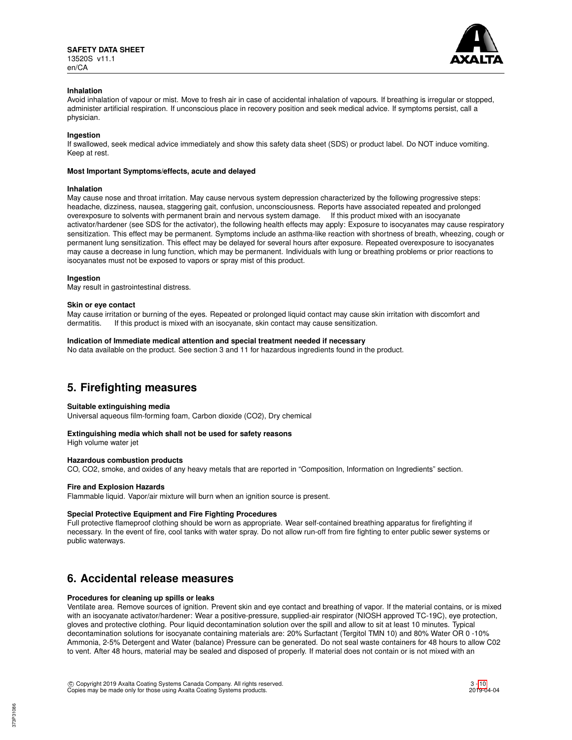**Inhalation**

Avoid inhalation of vapour or mist. Move to fresh air in case of accidental inhalation of vapours. If breathing is irregular or stopped, administer artificial respiration. If unconscious place in recovery position and seek medical advice. If symptoms persist, call a physician.

**Ingestion**

If swallowed, seek medical advice immediately and show this safety data sheet (SDS) or product label. Do NOT induce vomiting. Keep at rest.

**Most Important Symptoms/effects, acute and delayed**

**Inhalation**

May cause nose and throat irritation. May cause nervous system depression characterized by the following progressive steps: headache, dizziness, nausea, staggering gait, confusion, unconsciousness. Reports have associated repeated and prolonged overexposure to solvents with permanent brain and nervous system damage. If this product mixed with an isocyanate activator/hardener (see SDS for the activator), the following health effects may apply: Exposure to isocyanates may cause respiratory sensitization. This effect may be permanent. Symptoms include an asthma-like reaction with shortness of breath, wheezing, cough or permanent lung sensitization. This effect may be delayed for several hours after exposure. Repeated overexposure to isocyanates may cause a decrease in lung function, which may be permanent. Individuals with lung or breathing problems or prior reactions to isocyanates must not be exposed to vapors or spray mist of this product.

**Ingestion**

May result in gastrointestinal distress.

**Skin or eye contact**

May cause irritation or burning of the eyes. Repeated or prolonged liquid contact may cause skin irritation with discomfort and dermatitis. If this product is mixed with an isocyanate, skin contact may cause sensitization.

**Indication of Immediate medical attention and special treatment needed if necessary**

No data available on the product. See section 3 and 11 for hazardous ingredients found in the product.

## 5. Firefighting measures

**Suitable extinguishing media**

Universal aqueous film-forming foam, Carbon dioxide ($CO_2$), Dry chemical

**Extinguishing media which shall not be used for safety reasons**

High volume water jet

**Hazardous combustion products**

CO, $CO_2$, smoke, and oxides of any heavy metals that are reported in "Composition, Information on Ingredients" section.

**Fire and Explosion Hazards**

Flammable liquid. Vapor/air mixture will burn when an ignition source is present.

**Special Protective Equipment and Fire Fighting Procedures**

Full protective flameproof clothing should be worn as appropriate. Wear self-contained breathing apparatus for firefighting if necessary. In the event of fire, cool tanks with water spray. Do not allow run-off from fire fighting to enter public sewer systems or public waterways.

## 6. Accidental release measures

**Procedures for cleaning up spills or leaks**

Ventilate area. Remove sources of ignition. Prevent skin and eye contact and breathing of vapor. If the material contains, or is mixed with an isocyanate activator/hardener: Wear a positive-pressure, supplied-air respirator (NIOSH approved TC-19C), eye protection, gloves and protective clothing. Pour liquid decontamination solution over the spill and allow to sit at least 10 minutes. Typical decontamination solutions for isocyanate containing materials are: 20% Surfactant (Tergitol TMN 10) and 80% Water OR 0 -10% Ammonia, 2-5% Detergent and Water (balance) Pressure can be generated. Do not seal waste containers for 48 hours to allow C02 to vent. After 48 hours, material may be sealed and disposed of properly. If material does not contain or is not mixed with an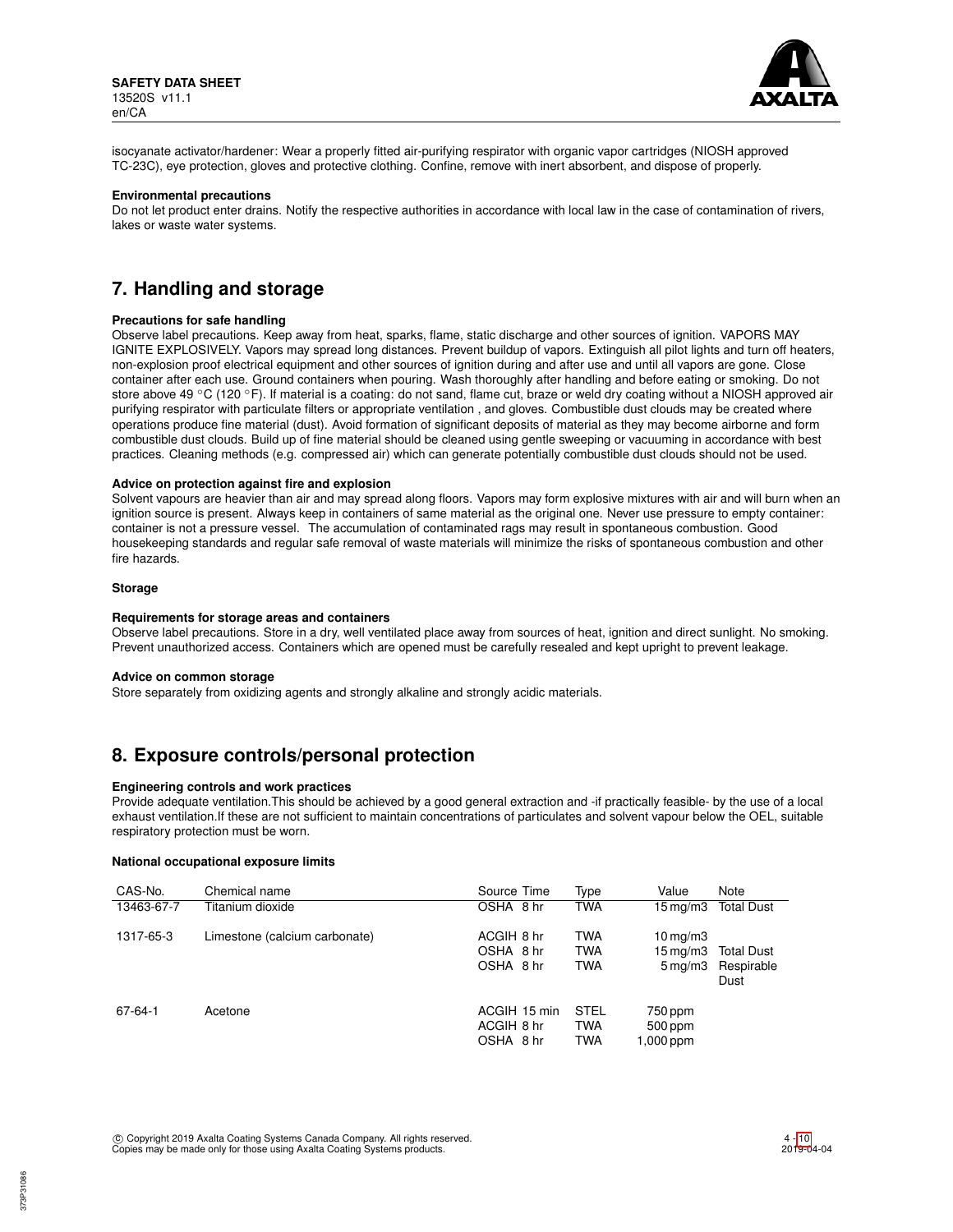isocyanate activator/hardener: Wear a properly fitted air-purifying respirator with organic vapor cartridges (NIOSH approved TC-23C), eye protection, gloves and protective clothing. Confine, remove with inert absorbent, and dispose of properly.

**Environmental precautions**

Do not let product enter drains. Notify the respective authorities in accordance with local law in the case of contamination of rivers, lakes or waste water systems.

## 7. Handling and storage

**Precautions for safe handling**

Observe label precautions. Keep away from heat, sparks, flame, static discharge and other sources of ignition. VAPORS MAY IGNITE EXPLOSIVELY. Vapors may spread long distances. Prevent buildup of vapors. Extinguish all pilot lights and turn off heaters, non-explosion proof electrical equipment and other sources of ignition during and after use and until all vapors are gone. Close container after each use. Ground containers when pouring. Wash thoroughly after handling and before eating or smoking. Do not store above 49 °C (120 °F). If material is a coating: do not sand, flame cut, braze or weld dry coating without a NIOSH approved air purifying respirator with particulate filters or appropriate ventilation , and gloves. Combustible dust clouds may be created where operations produce fine material (dust). Avoid formation of significant deposits of material as they may become airborne and form combustible dust clouds. Build up of fine material should be cleaned using gentle sweeping or vacuuming in accordance with best practices. Cleaning methods (e.g. compressed air) which can generate potentially combustible dust clouds should not be used.

**Advice on protection against fire and explosion**

Solvent vapours are heavier than air and may spread along floors. Vapors may form explosive mixtures with air and will burn when an ignition source is present. Always keep in containers of same material as the original one. Never use pressure to empty container: container is not a pressure vessel. The accumulation of contaminated rags may result in spontaneous combustion. Good housekeeping standards and regular safe removal of waste materials will minimize the risks of spontaneous combustion and other fire hazards.

**Storage**

**Requirements for storage areas and containers**

Observe label precautions. Store in a dry, well ventilated place away from sources of heat, ignition and direct sunlight. No smoking. Prevent unauthorized access. Containers which are opened must be carefully resealed and kept upright to prevent leakage.

**Advice on common storage**

Store separately from oxidizing agents and strongly alkaline and strongly acidic materials.

## 8. Exposure controls/personal protection

**Engineering controls and work practices**

Provide adequate ventilation.This should be achieved by a good general extraction and -if practically feasible- by the use of a local exhaust ventilation.If these are not sufficient to maintain concentrations of particulates and solvent vapour below the OEL, suitable respiratory protection must be worn.

**National occupational exposure limits**

| CAS-No. | Chemical name | Source | Time | Type | Value | Note |
|---|---|---|---|---|---|---|
| 13463-67-7 | Titanium dioxide | OSHA | 8 hr | TWA | 15 mg/m3 | Total Dust |
| 1317-65-3 | Limestone (calcium carbonate) | ACGIH | 8 hr | TWA | 10 mg/m3 | |
| | | OSHA | 8 hr | TWA | 15 mg/m3 | Total Dust |
| | | OSHA | 8 hr | TWA | 5 mg/m3 | Respirable Dust |
| 67-64-1 | Acetone | ACGIH | 15 min | STEL | 750 ppm | |
| | | ACGIH | 8 hr | TWA | 500 ppm | |
| | | OSHA | 8 hr | TWA | 1,000 ppm | |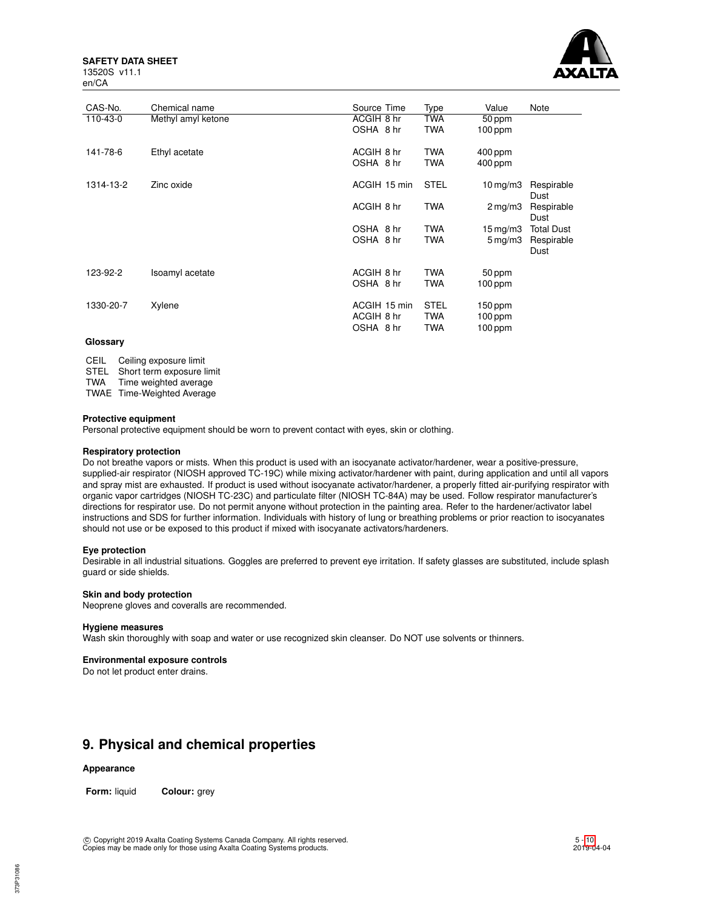| CAS-No. | Chemical name | Source | Time | Type | Value | Note |
|---|---|---|---|---|---|---|
| 110-43-0 | Methyl amyl ketone | ACGIH | 8 hr | TWA | 50 ppm | |
| | | OSHA | 8 hr | TWA | 100 ppm | |
| 141-78-6 | Ethyl acetate | ACGIH | 8 hr | TWA | 400 ppm | |
| | | OSHA | 8 hr | TWA | 400 ppm | |
| 1314-13-2 | Zinc oxide | ACGIH | 15 min | STEL | 10 mg/m3 | Respirable Dust |
| | | ACGIH | 8 hr | TWA | 2 mg/m3 | Respirable Dust |
| | | OSHA | 8 hr | TWA | 15 mg/m3 | Total Dust |
| | | OSHA | 8 hr | TWA | 5 mg/m3 | Respirable Dust |
| 123-92-2 | Isoamyl acetate | ACGIH | 8 hr | TWA | 50 ppm | |
| | | OSHA | 8 hr | TWA | 100 ppm | |
| 1330-20-7 | Xylene | ACGIH | 15 min | STEL | 150 ppm | |
| | | ACGIH | 8 hr | TWA | 100 ppm | |
| | | OSHA | 8 hr | TWA | 100 ppm | |

**Glossary**

| | |
|---|---|
| CEIL | Ceiling exposure limit |
| STEL | Short term exposure limit |
| TWA | Time weighted average |
| TWAE | Time-Weighted Average |

**Protective equipment**

Personal protective equipment should be worn to prevent contact with eyes, skin or clothing.

**Respiratory protection**

Do not breathe vapors or mists. When this product is used with an isocyanate activator/hardener, wear a positive-pressure, supplied-air respirator (NIOSH approved TC-19C) while mixing activator/hardener with paint, during application and until all vapors and spray mist are exhausted. If product is used without isocyanate activator/hardener, a properly fitted air-purifying respirator with organic vapor cartridges (NIOSH TC-23C) and particulate filter (NIOSH TC-84A) may be used. Follow respirator manufacturer's directions for respirator use. Do not permit anyone without protection in the painting area. Refer to the hardener/activator label instructions and SDS for further information. Individuals with history of lung or breathing problems or prior reaction to isocyanates should not use or be exposed to this product if mixed with isocyanate activators/hardeners.

**Eye protection**

Desirable in all industrial situations. Goggles are preferred to prevent eye irritation. If safety glasses are substituted, include splash guard or side shields.

**Skin and body protection**

Neoprene gloves and coveralls are recommended.

**Hygiene measures**

Wash skin thoroughly with soap and water or use recognized skin cleanser. Do NOT use solvents or thinners.

**Environmental exposure controls**

Do not let product enter drains.

## 9. Physical and chemical properties

**Appearance**

**Form:** liquid **Colour:** grey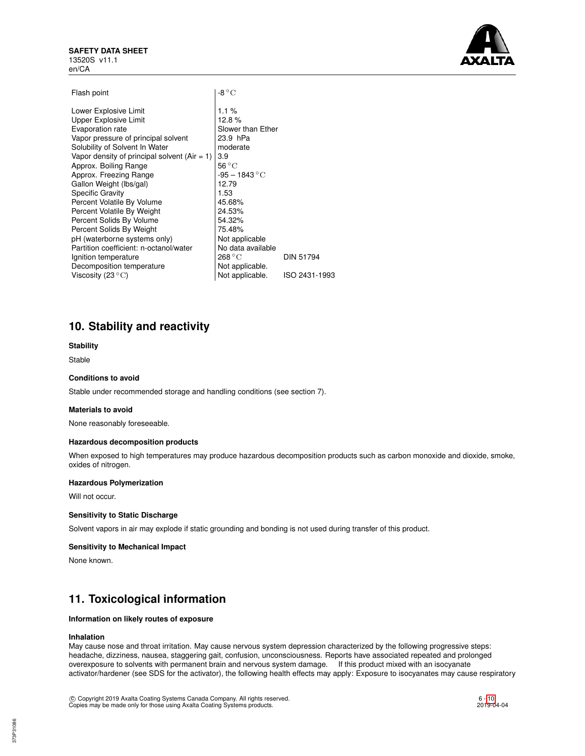| | | |
|---|---|---|
| Flash point | -8 °C | |
| Lower Explosive Limit | 1.1 % | |
| Upper Explosive Limit | 12.8 % | |
| Evaporation rate | Slower than Ether | |
| Vapor pressure of principal solvent | 23.9 hPa | |
| Solubility of Solvent In Water | moderate | |
| Vapor density of principal solvent (Air = 1) | 3.9 | |
| Approx. Boiling Range | 56 °C | |
| Approx. Freezing Range | -95 – 1843 °C | |
| Gallon Weight (lbs/gal) | 12.79 | |
| Specific Gravity | 1.53 | |
| Percent Volatile By Volume | 45.68% | |
| Percent Volatile By Weight | 24.53% | |
| Percent Solids By Volume | 54.32% | |
| Percent Solids By Weight | 75.48% | |
| pH (waterborne systems only) | Not applicable | |
| Partition coefficient: n-octanol/water | No data available | |
| Ignition temperature | 268 °C | DIN 51794 |
| Decomposition temperature | Not applicable. | |
| Viscosity (23 °C) | Not applicable. | ISO 2431-1993 |

## 10. Stability and reactivity

**Stability**

Stable

**Conditions to avoid**

Stable under recommended storage and handling conditions (see section 7).

**Materials to avoid**

None reasonably foreseeable.

**Hazardous decomposition products**

When exposed to high temperatures may produce hazardous decomposition products such as carbon monoxide and dioxide, smoke, oxides of nitrogen.

**Hazardous Polymerization**

Will not occur.

**Sensitivity to Static Discharge**

Solvent vapors in air may explode if static grounding and bonding is not used during transfer of this product.

**Sensitivity to Mechanical Impact**

None known.

## 11. Toxicological information

**Information on likely routes of exposure**

**Inhalation**

May cause nose and throat irritation. May cause nervous system depression characterized by the following progressive steps: headache, dizziness, nausea, staggering gait, confusion, unconsciousness. Reports have associated repeated and prolonged overexposure to solvents with permanent brain and nervous system damage. If this product mixed with an isocyanate activator/hardener (see SDS for the activator), the following health effects may apply: Exposure to isocyanates may cause respiratory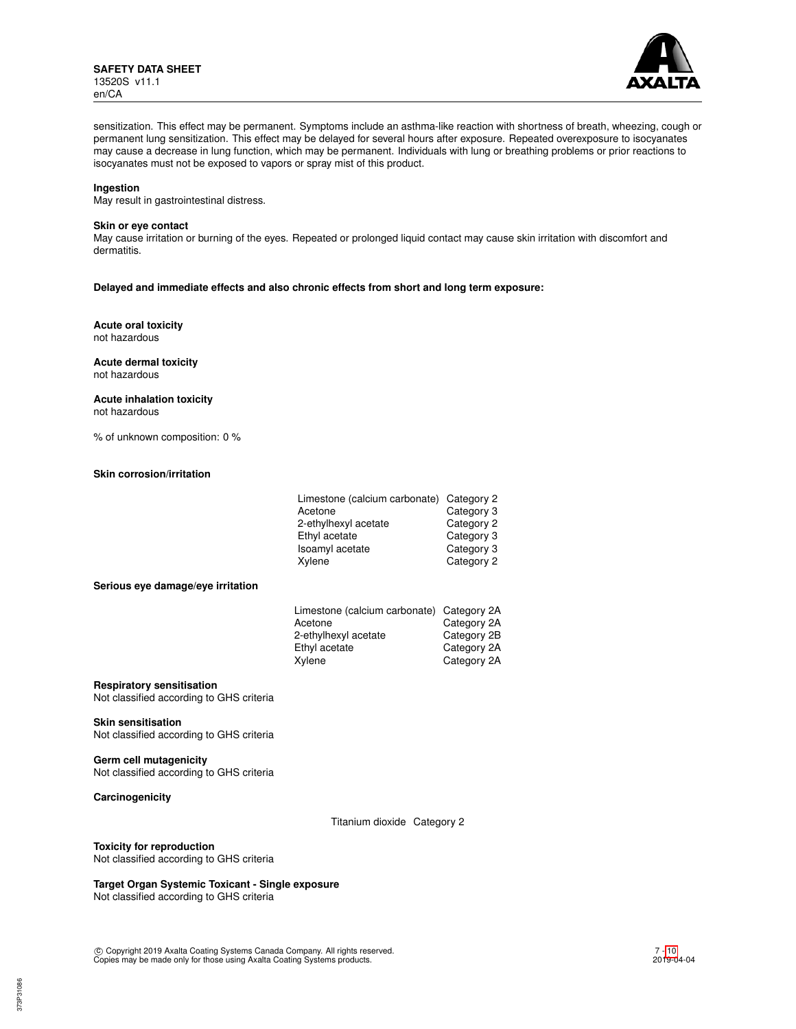sensitization. This effect may be permanent. Symptoms include an asthma-like reaction with shortness of breath, wheezing, cough or permanent lung sensitization. This effect may be delayed for several hours after exposure. Repeated overexposure to isocyanates may cause a decrease in lung function, which may be permanent. Individuals with lung or breathing problems or prior reactions to isocyanates must not be exposed to vapors or spray mist of this product.

**Ingestion**
May result in gastrointestinal distress.

**Skin or eye contact**
May cause irritation or burning of the eyes. Repeated or prolonged liquid contact may cause skin irritation with discomfort and dermatitis.

**Delayed and immediate effects and also chronic effects from short and long term exposure:**

**Acute oral toxicity**
not hazardous

**Acute dermal toxicity**
not hazardous

**Acute inhalation toxicity**
not hazardous

% of unknown composition: 0 %

**Skin corrosion/irritation**

| | |
|---|---|
| Limestone (calcium carbonate) | Category 2 |
| Acetone | Category 3 |
| 2-ethylhexyl acetate | Category 2 |
| Ethyl acetate | Category 3 |
| Isoamyl acetate | Category 3 |
| Xylene | Category 2 |

**Serious eye damage/eye irritation**

| | |
|---|---|
| Limestone (calcium carbonate) | Category 2A |
| Acetone | Category 2A |
| 2-ethylhexyl acetate | Category 2B |
| Ethyl acetate | Category 2A |
| Xylene | Category 2A |

**Respiratory sensitisation**
Not classified according to GHS criteria

**Skin sensitisation**
Not classified according to GHS criteria

**Germ cell mutagenicity**
Not classified according to GHS criteria

**Carcinogenicity**

| | |
|---|---|
| Titanium dioxide | Category 2 |

**Toxicity for reproduction**
Not classified according to GHS criteria

**Target Organ Systemic Toxicant - Single exposure**
Not classified according to GHS criteria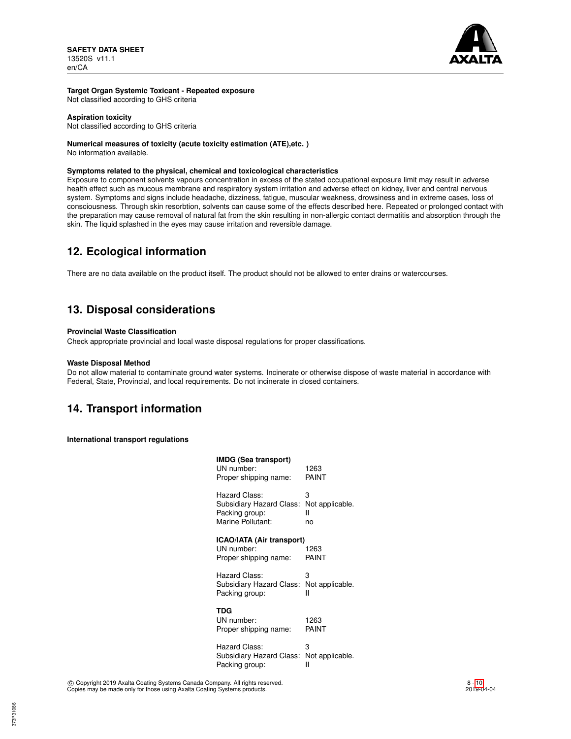**Target Organ Systemic Toxicant - Repeated exposure**
Not classified according to GHS criteria

**Aspiration toxicity**
Not classified according to GHS criteria

**Numerical measures of toxicity (acute toxicity estimation (ATE),etc. )**
No information available.

**Symptoms related to the physical, chemical and toxicological characteristics**
Exposure to component solvents vapours concentration in excess of the stated occupational exposure limit may result in adverse health effect such as mucous membrane and respiratory system irritation and adverse effect on kidney, liver and central nervous system. Symptoms and signs include headache, dizziness, fatigue, muscular weakness, drowsiness and in extreme cases, loss of consciousness. Through skin resorbtion, solvents can cause some of the effects described here. Repeated or prolonged contact with the preparation may cause removal of natural fat from the skin resulting in non-allergic contact dermatitis and absorption through the skin. The liquid splashed in the eyes may cause irritation and reversible damage.

## 12. Ecological information

There are no data available on the product itself. The product should not be allowed to enter drains or watercourses.

## 13. Disposal considerations

**Provincial Waste Classification**
Check appropriate provincial and local waste disposal regulations for proper classifications.

**Waste Disposal Method**
Do not allow material to contaminate ground water systems. Incinerate or otherwise dispose of waste material in accordance with Federal, State, Provincial, and local requirements. Do not incinerate in closed containers.

## 14. Transport information

**International transport regulations**

**IMDG (Sea transport)**

| | |
|---|---|
| UN number: | 1263 |
| Proper shipping name: | PAINT |
| Hazard Class: | 3 |
| Subsidiary Hazard Class: | Not applicable. |
| Packing group: | II |
| Marine Pollutant: | no |

**ICAO/IATA (Air transport)**

| | |
|---|---|
| UN number: | 1263 |
| Proper shipping name: | PAINT |
| Hazard Class: | 3 |
| Subsidiary Hazard Class: | Not applicable. |
| Packing group: | II |

**TDG**

| | |
|---|---|
| UN number: | 1263 |
| Proper shipping name: | PAINT |
| Hazard Class: | 3 |
| Subsidiary Hazard Class: | Not applicable. |
| Packing group: | II |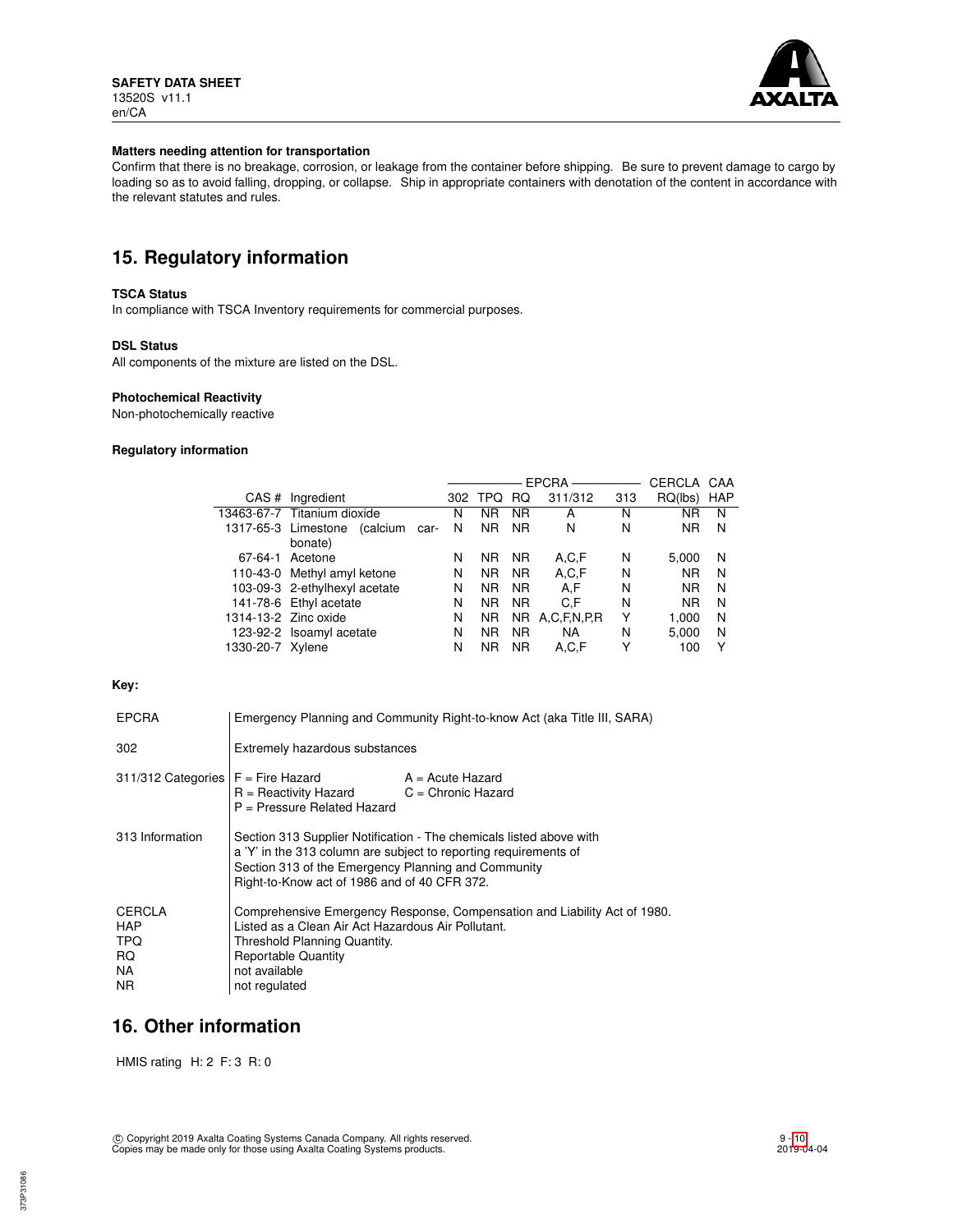**Matters needing attention for transportation**

Confirm that there is no breakage, corrosion, or leakage from the container before shipping. Be sure to prevent damage to cargo by loading so as to avoid falling, dropping, or collapse. Ship in appropriate containers with denotation of the content in accordance with the relevant statutes and rules.

## 15. Regulatory information

**TSCA Status**

In compliance with TSCA Inventory requirements for commercial purposes.

**DSL Status**

All components of the mixture are listed on the DSL.

**Photochemical Reactivity**

Non-photochemically reactive

**Regulatory information**

| | | EPCRA | | | | | CERCLA | CAA |
|---|---|---|---|---|---|---|---|---|
| CAS # | Ingredient | 302 | TPQ | RQ | 311/312 | 313 | RQ(lbs) | HAP |
| 13463-67-7 | Titanium dioxide | N | NR | NR | A | N | NR | N |
| 1317-65-3 | Limestone (calcium carbonate) | N | NR | NR | N | N | NR | N |
| 67-64-1 | Acetone | N | NR | NR | A,C,F | N | 5,000 | N |
| 110-43-0 | Methyl amyl ketone | N | NR | NR | A,C,F | N | NR | N |
| 103-09-3 | 2-ethylhexyl acetate | N | NR | NR | A,F | N | NR | N |
| 141-78-6 | Ethyl acetate | N | NR | NR | C,F | N | NR | N |
| 1314-13-2 | Zinc oxide | N | NR | NR | A,C,F,N,P,R | Y | 1,000 | N |
| 123-92-2 | Isoamyl acetate | N | NR | NR | NA | N | 5,000 | N |
| 1330-20-7 | Xylene | N | NR | NR | A,C,F | Y | 100 | Y |

**Key:**

| | |
|---|---|
| EPCRA | Emergency Planning and Community Right-to-know Act (aka Title III, SARA) |
| 302 | Extremely hazardous substances |
| 311/312 Categories | F = Fire Hazard A = Acute Hazard<br>R = Reactivity Hazard C = Chronic Hazard<br>P = Pressure Related Hazard |
| 313 Information | Section 313 Supplier Notification - The chemicals listed above with a 'Y' in the 313 column are subject to reporting requirements of Section 313 of the Emergency Planning and Community Right-to-Know act of 1986 and of 40 CFR 372. |
| CERCLA | Comprehensive Emergency Response, Compensation and Liability Act of 1980. |
| HAP | Listed as a Clean Air Act Hazardous Air Pollutant. |
| TPQ | Threshold Planning Quantity. |
| RQ | Reportable Quantity |
| NA | not available |
| NR | not regulated |

## 16. Other information

HMIS rating H: 2 F: 3 R: 0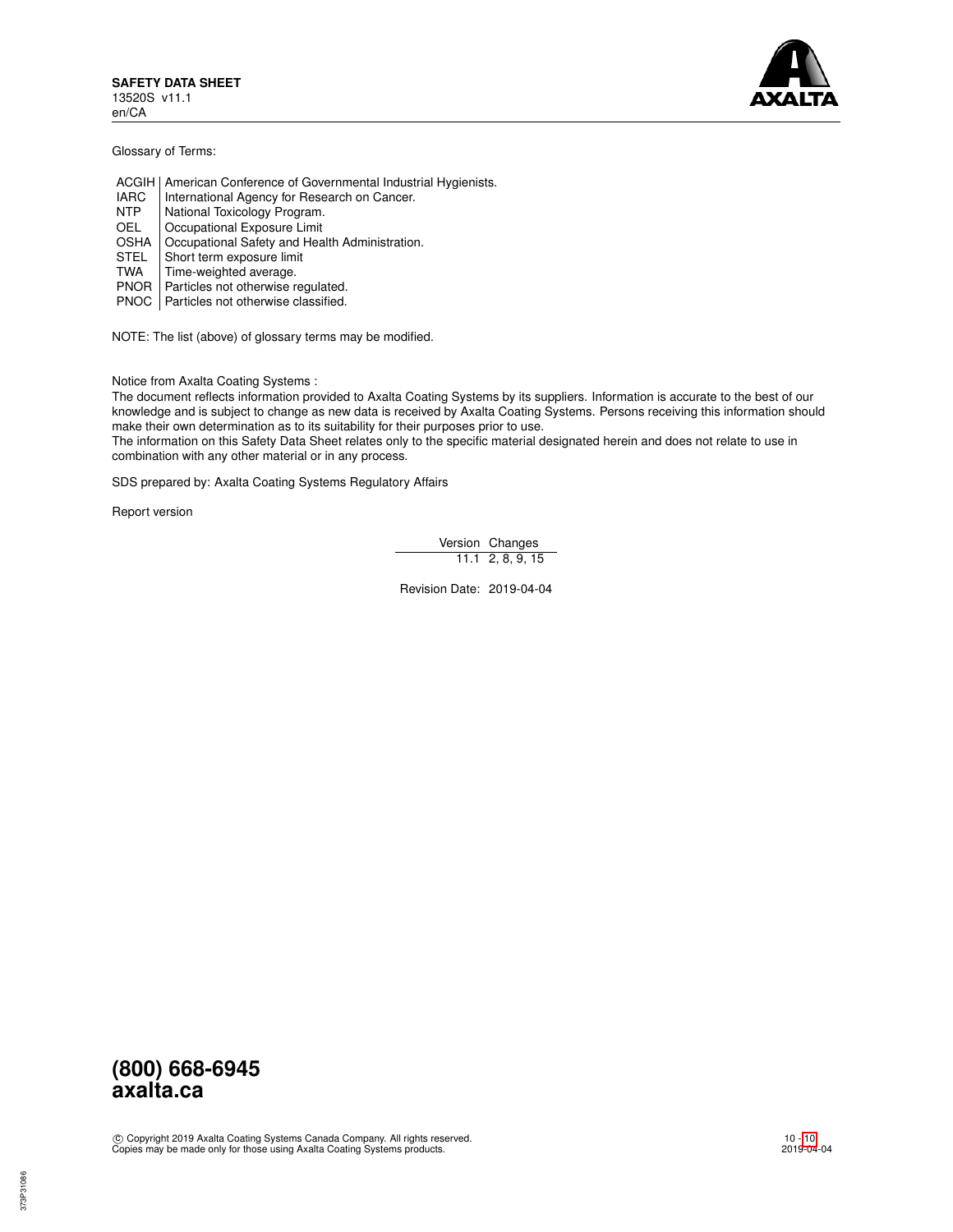Glossary of Terms:

| | |
|---|---|
| ACGIH | American Conference of Governmental Industrial Hygienists. |
| IARC | International Agency for Research on Cancer. |
| NTP | National Toxicology Program. |
| OEL | Occupational Exposure Limit |
| OSHA | Occupational Safety and Health Administration. |
| STEL | Short term exposure limit |
| TWA | Time-weighted average. |
| PNOR | Particles not otherwise regulated. |
| PNOC | Particles not otherwise classified. |

NOTE: The list (above) of glossary terms may be modified.

Notice from Axalta Coating Systems :
The document reflects information provided to Axalta Coating Systems by its suppliers. Information is accurate to the best of our knowledge and is subject to change as new data is received by Axalta Coating Systems. Persons receiving this information should make their own determination as to its suitability for their purposes prior to use.
The information on this Safety Data Sheet relates only to the specific material designated herein and does not relate to use in combination with any other material or in any process.

SDS prepared by: Axalta Coating Systems Regulatory Affairs

Report version

| Version | Changes |
|---|---|
| 11.1 | 2, 8, 9, 15 |

Revision Date: 2019-04-04

**(800) 668-6945**
**axalta.ca**

© Copyright 2019 Axalta Coating Systems Canada Company. All rights reserved.
Copies may be made only for those using Axalta Coating Systems products.